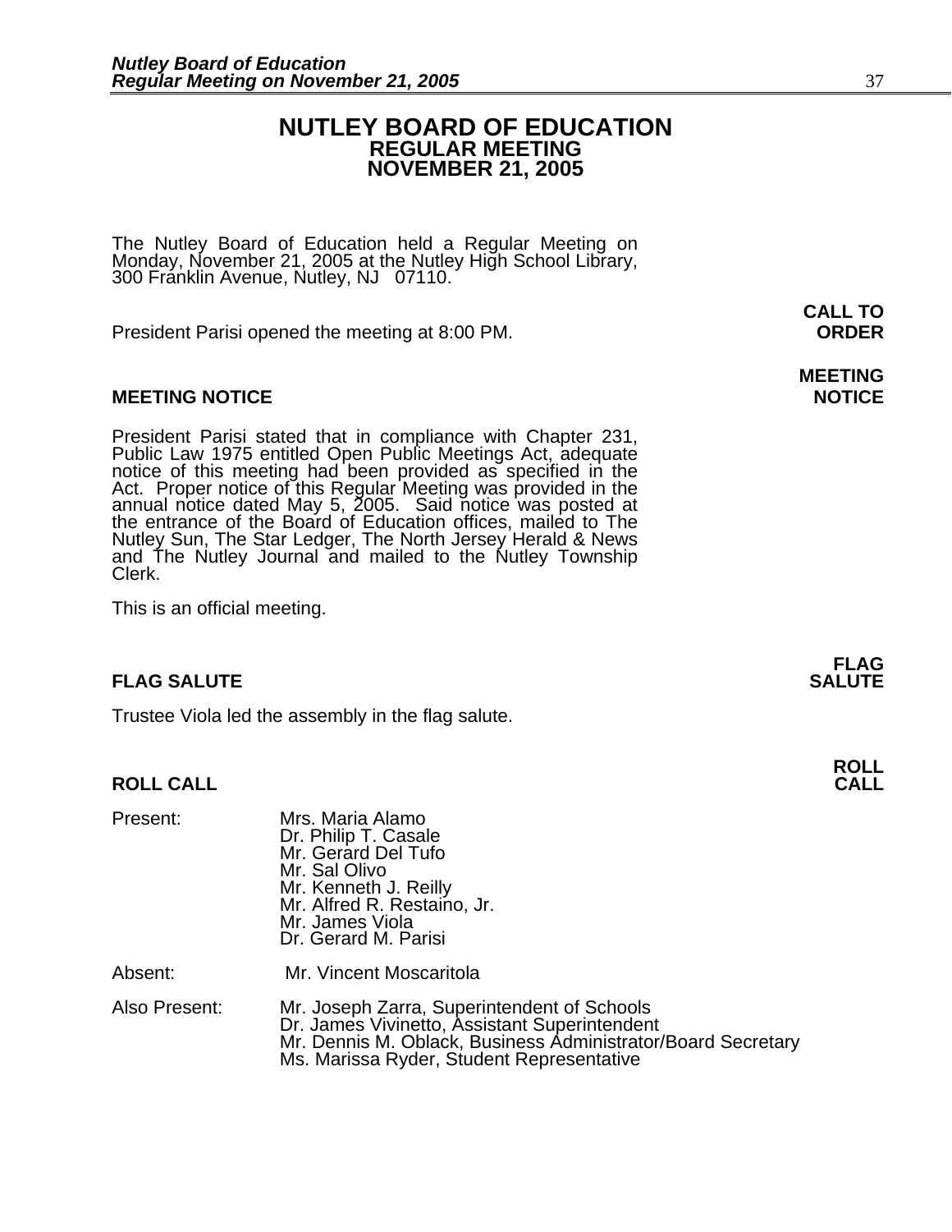# NUTLEY BOARD OF EDUCATION
## REGULAR MEETING
## NOVEMBER 21, 2005

The Nutley Board of Education held a Regular Meeting on Monday, November 21, 2005 at the Nutley High School Library, 300 Franklin Avenue, Nutley, NJ 07110.

**CALL TO ORDER**

President Parisi opened the meeting at 8:00 PM.

**MEETING NOTICE**

**MEETING NOTICE**

President Parisi stated that in compliance with Chapter 231, Public Law 1975 entitled Open Public Meetings Act, adequate notice of this meeting had been provided as specified in the Act. Proper notice of this Regular Meeting was provided in the annual notice dated May 5, 2005. Said notice was posted at the entrance of the Board of Education offices, mailed to The Nutley Sun, The Star Ledger, The North Jersey Herald & News and The Nutley Journal and mailed to the Nutley Township Clerk.

This is an official meeting.

**FLAG SALUTE**

**FLAG SALUTE**

Trustee Viola led the assembly in the flag salute.

**ROLL CALL**

**ROLL CALL**

| | |
|---|---|
| Present: | Mrs. Maria Alamo<br>Dr. Philip T. Casale<br>Mr. Gerard Del Tufo<br>Mr. Sal Olivo<br>Mr. Kenneth J. Reilly<br>Mr. Alfred R. Restaino, Jr.<br>Mr. James Viola<br>Dr. Gerard M. Parisi |
| Absent: | Mr. Vincent Moscaritola |
| Also Present: | Mr. Joseph Zarra, Superintendent of Schools<br>Dr. James Vivinetto, Assistant Superintendent<br>Mr. Dennis M. Oblack, Business Administrator/Board Secretary<br>Ms. Marissa Ryder, Student Representative |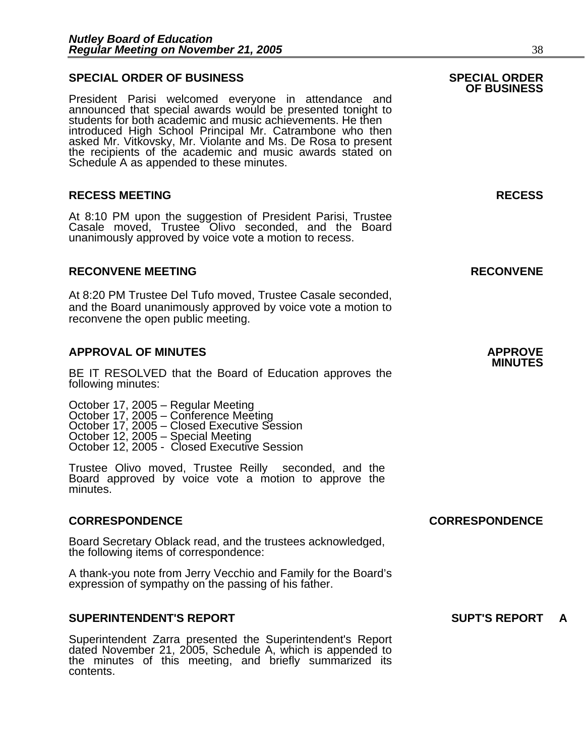## SPECIAL ORDER OF BUSINESS

**SPECIAL ORDER OF BUSINESS**

President Parisi welcomed everyone in attendance and announced that special awards would be presented tonight to students for both academic and music achievements. He then introduced High School Principal Mr. Catrambone who then asked Mr. Vitkovsky, Mr. Violante and Ms. De Rosa to present the recipients of the academic and music awards stated on Schedule A as appended to these minutes.

## RECESS MEETING

**RECESS**

At 8:10 PM upon the suggestion of President Parisi, Trustee Casale moved, Trustee Olivo seconded, and the Board unanimously approved by voice vote a motion to recess.

## RECONVENE MEETING

**RECONVENE**

At 8:20 PM Trustee Del Tufo moved, Trustee Casale seconded, and the Board unanimously approved by voice vote a motion to reconvene the open public meeting.

## APPROVAL OF MINUTES

**APPROVE MINUTES**

BE IT RESOLVED that the Board of Education approves the following minutes:

October 17, 2005 – Regular Meeting
October 17, 2005 – Conference Meeting
October 17, 2005 – Closed Executive Session
October 12, 2005 – Special Meeting
October 12, 2005 - Closed Executive Session

Trustee Olivo moved, Trustee Reilly seconded, and the Board approved by voice vote a motion to approve the minutes.

## CORRESPONDENCE

**CORRESPONDENCE**

Board Secretary Oblack read, and the trustees acknowledged, the following items of correspondence:

A thank-you note from Jerry Vecchio and Family for the Board's expression of sympathy on the passing of his father.

## SUPERINTENDENT'S REPORT

**SUPT'S REPORT A**

Superintendent Zarra presented the Superintendent's Report dated November 21, 2005, Schedule A, which is appended to the minutes of this meeting, and briefly summarized its contents.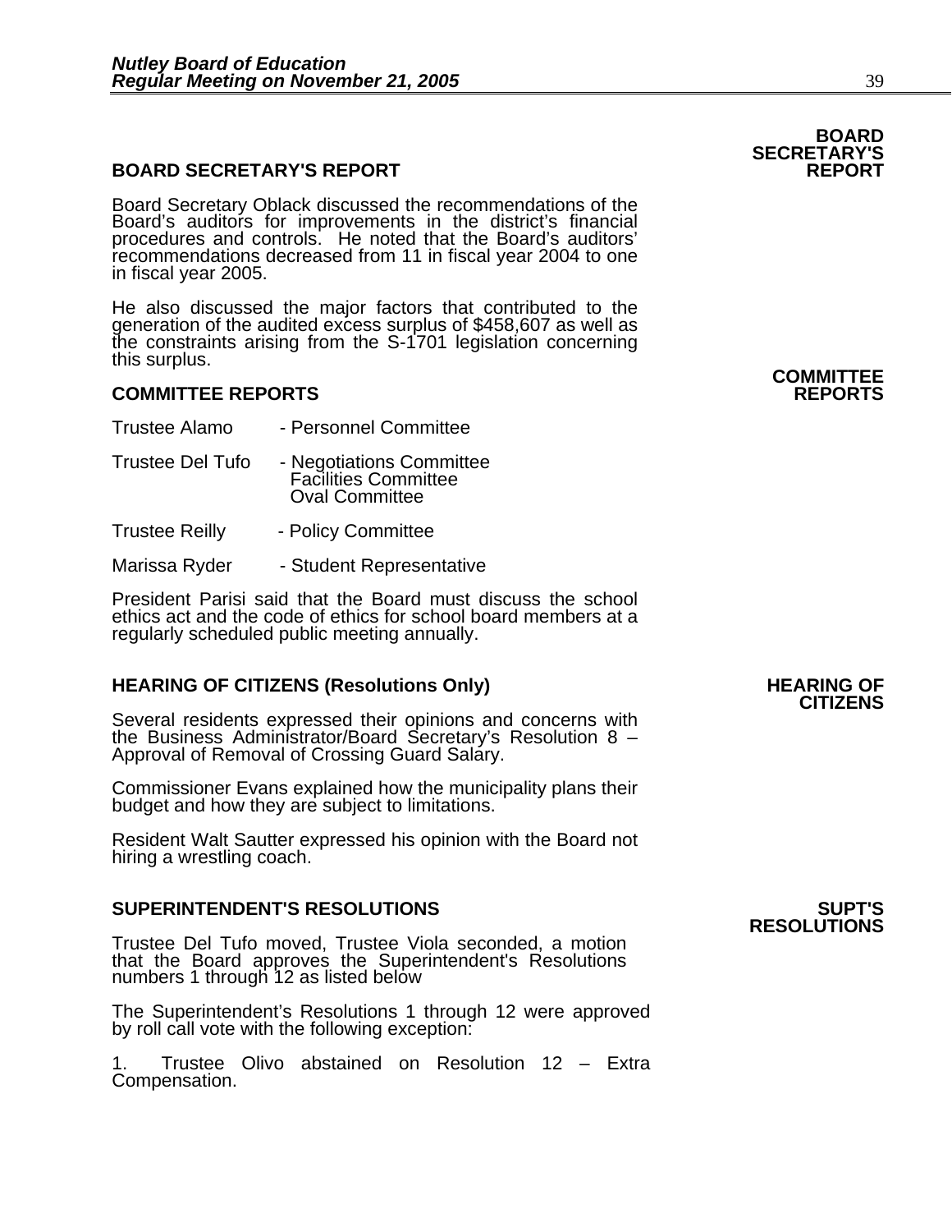## BOARD SECRETARY'S REPORT

Board Secretary Oblack discussed the recommendations of the Board's auditors for improvements in the district's financial procedures and controls. He noted that the Board's auditors' recommendations decreased from 11 in fiscal year 2004 to one in fiscal year 2005.

He also discussed the major factors that contributed to the generation of the audited excess surplus of $458,607 as well as the constraints arising from the S-1701 legislation concerning this surplus.

## COMMITTEE REPORTS

Trustee Alamo - Personnel Committee

Trustee Del Tufo - Negotiations Committee
Facilities Committee
Oval Committee

Trustee Reilly - Policy Committee

Marissa Ryder - Student Representative

President Parisi said that the Board must discuss the school ethics act and the code of ethics for school board members at a regularly scheduled public meeting annually.

## HEARING OF CITIZENS (Resolutions Only)

Several residents expressed their opinions and concerns with the Business Administrator/Board Secretary's Resolution 8 – Approval of Removal of Crossing Guard Salary.

Commissioner Evans explained how the municipality plans their budget and how they are subject to limitations.

Resident Walt Sautter expressed his opinion with the Board not hiring a wrestling coach.

## SUPERINTENDENT'S RESOLUTIONS

Trustee Del Tufo moved, Trustee Viola seconded, a motion that the Board approves the Superintendent's Resolutions numbers 1 through 12 as listed below

The Superintendent's Resolutions 1 through 12 were approved by roll call vote with the following exception:

1. Trustee Olivo abstained on Resolution 12 – Extra Compensation.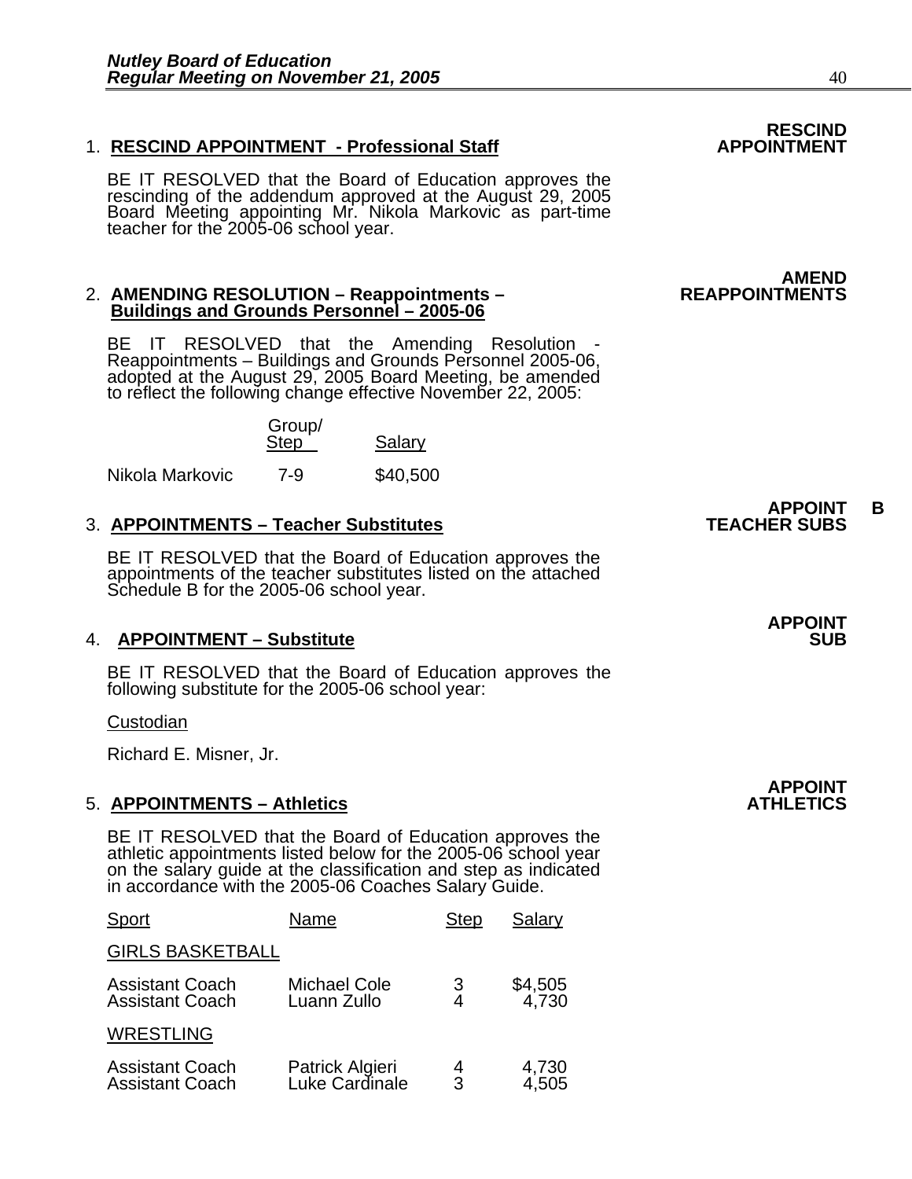**RESCIND APPOINTMENT**

1. **RESCIND APPOINTMENT - Professional Staff**

   BE IT RESOLVED that the Board of Education approves the rescinding of the addendum approved at the August 29, 2005 Board Meeting appointing Mr. Nikola Markovic as part-time teacher for the 2005-06 school year.

**AMEND REAPPOINTMENTS**

2. **AMENDING RESOLUTION – Reappointments – Buildings and Grounds Personnel – 2005-06**

   BE IT RESOLVED that the Amending Resolution - Reappointments – Buildings and Grounds Personnel 2005-06, adopted at the August 29, 2005 Board Meeting, be amended to reflect the following change effective November 22, 2005:

| | Group/ Step | Salary |
|---|---|---|
| Nikola Markovic | 7-9 | $40,500 |

**APPOINT TEACHER SUBS** **B**

3. **APPOINTMENTS – Teacher Substitutes**

   BE IT RESOLVED that the Board of Education approves the appointments of the teacher substitutes listed on the attached Schedule B for the 2005-06 school year.

**APPOINT SUB**

4. **APPOINTMENT – Substitute**

   BE IT RESOLVED that the Board of Education approves the following substitute for the 2005-06 school year:

   Custodian

   Richard E. Misner, Jr.

**APPOINT ATHLETICS**

5. **APPOINTMENTS – Athletics**

   BE IT RESOLVED that the Board of Education approves the athletic appointments listed below for the 2005-06 school year on the salary guide at the classification and step as indicated in accordance with the 2005-06 Coaches Salary Guide.

| Sport | Name | Step | Salary |
|---|---|---|---|
| GIRLS BASKETBALL | | | |
| Assistant Coach | Michael Cole | 3 | $4,505 |
| Assistant Coach | Luann Zullo | 4 | 4,730 |
| WRESTLING | | | |
| Assistant Coach | Patrick Algieri | 4 | 4,730 |
| Assistant Coach | Luke Cardinale | 3 | 4,505 |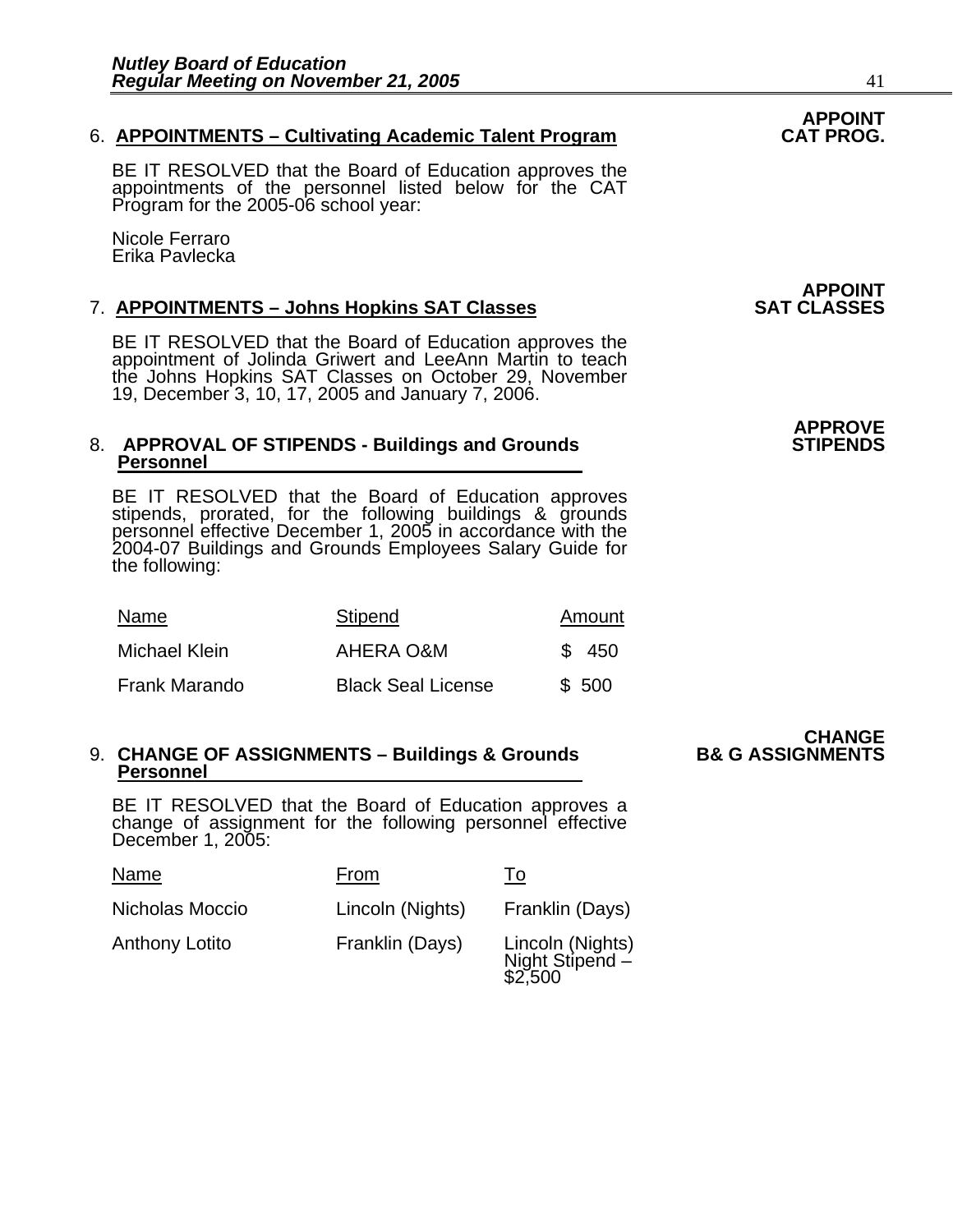**APPOINT CAT PROG.**

6. **APPOINTMENTS – Cultivating Academic Talent Program**

   BE IT RESOLVED that the Board of Education approves the appointments of the personnel listed below for the CAT Program for the 2005-06 school year:

   Nicole Ferraro
   Erika Pavlecka

**APPOINT SAT CLASSES**

7. **APPOINTMENTS – Johns Hopkins SAT Classes**

   BE IT RESOLVED that the Board of Education approves the appointment of Jolinda Griwert and LeeAnn Martin to teach the Johns Hopkins SAT Classes on October 29, November 19, December 3, 10, 17, 2005 and January 7, 2006.

**APPROVE STIPENDS**

8. **APPROVAL OF STIPENDS - Buildings and Grounds Personnel**

   BE IT RESOLVED that the Board of Education approves stipends, prorated, for the following buildings & grounds personnel effective December 1, 2005 in accordance with the 2004-07 Buildings and Grounds Employees Salary Guide for the following:

| Name | Stipend | Amount |
|---|---|---|
| Michael Klein | AHERA O&M | $ 450 |
| Frank Marando | Black Seal License | $ 500 |

**CHANGE B& G ASSIGNMENTS**

9. **CHANGE OF ASSIGNMENTS – Buildings & Grounds Personnel**

   BE IT RESOLVED that the Board of Education approves a change of assignment for the following personnel effective December 1, 2005:

| Name | From | To |
|---|---|---|
| Nicholas Moccio | Lincoln (Nights) | Franklin (Days) |
| Anthony Lotito | Franklin (Days) | Lincoln (Nights) Night Stipend – $2,500 |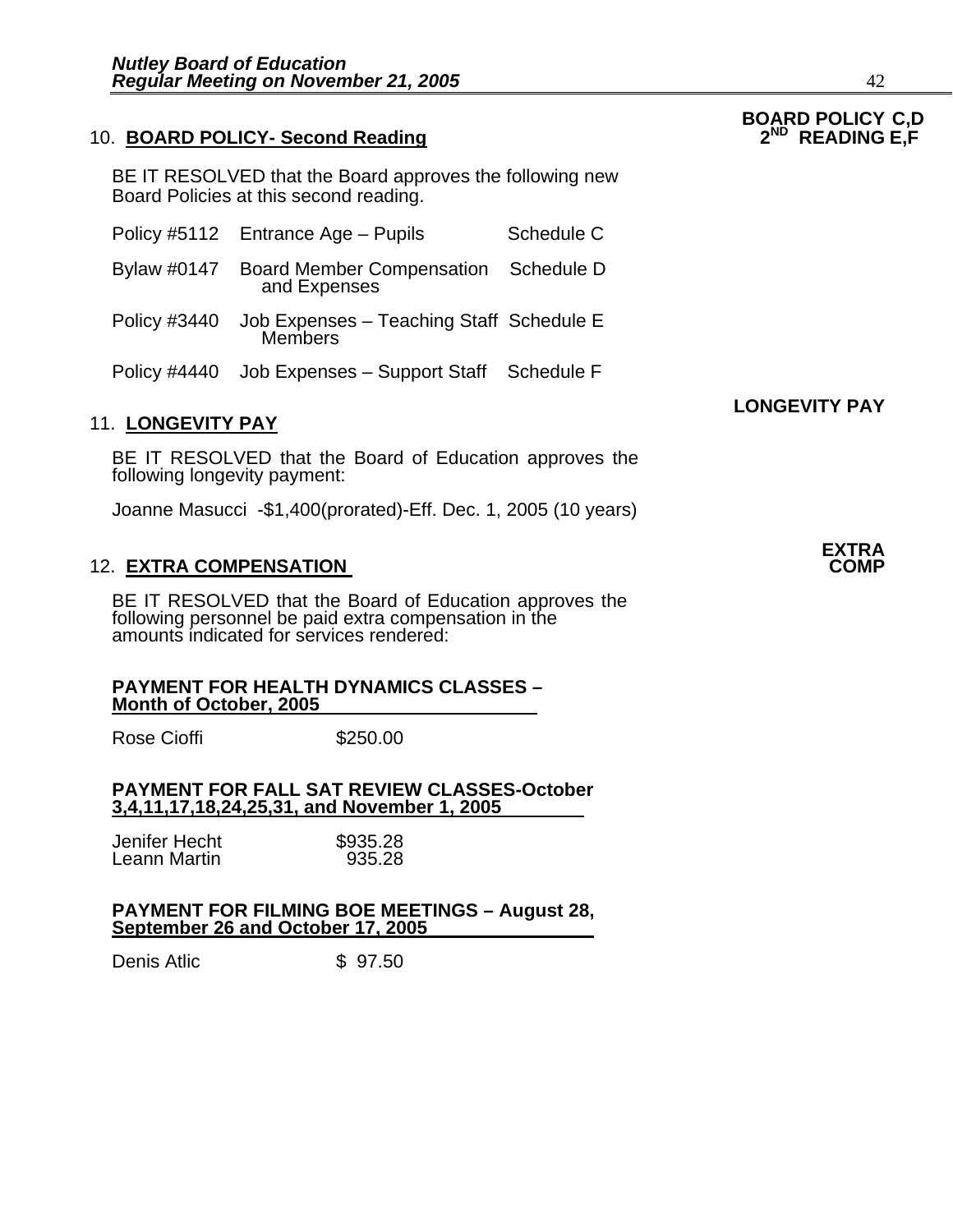**BOARD POLICY C,D**
**2ND READING E,F**

10. **BOARD POLICY- Second Reading**

BE IT RESOLVED that the Board approves the following new Board Policies at this second reading.

| | | |
|---|---|---|
| Policy #5112 | Entrance Age – Pupils | Schedule C |
| Bylaw #0147 | Board Member Compensation and Expenses | Schedule D |
| Policy #3440 | Job Expenses – Teaching Staff Members | Schedule E |
| Policy #4440 | Job Expenses – Support Staff | Schedule F |

**LONGEVITY PAY**

11. **LONGEVITY PAY**

BE IT RESOLVED that the Board of Education approves the following longevity payment:

Joanne Masucci -$1,400(prorated)-Eff. Dec. 1, 2005 (10 years)

**EXTRA COMP**

12. **EXTRA COMPENSATION**

BE IT RESOLVED that the Board of Education approves the following personnel be paid extra compensation in the amounts indicated for services rendered:

**PAYMENT FOR HEALTH DYNAMICS CLASSES – Month of October, 2005**

| | |
|---|---|
| Rose Cioffi | $250.00 |

**PAYMENT FOR FALL SAT REVIEW CLASSES-October 3,4,11,17,18,24,25,31, and November 1, 2005**

| | |
|---|---|
| Jenifer Hecht | $935.28 |
| Leann Martin | 935.28 |

**PAYMENT FOR FILMING BOE MEETINGS – August 28, September 26 and October 17, 2005**

| | |
|---|---|
| Denis Atlic | $ 97.50 |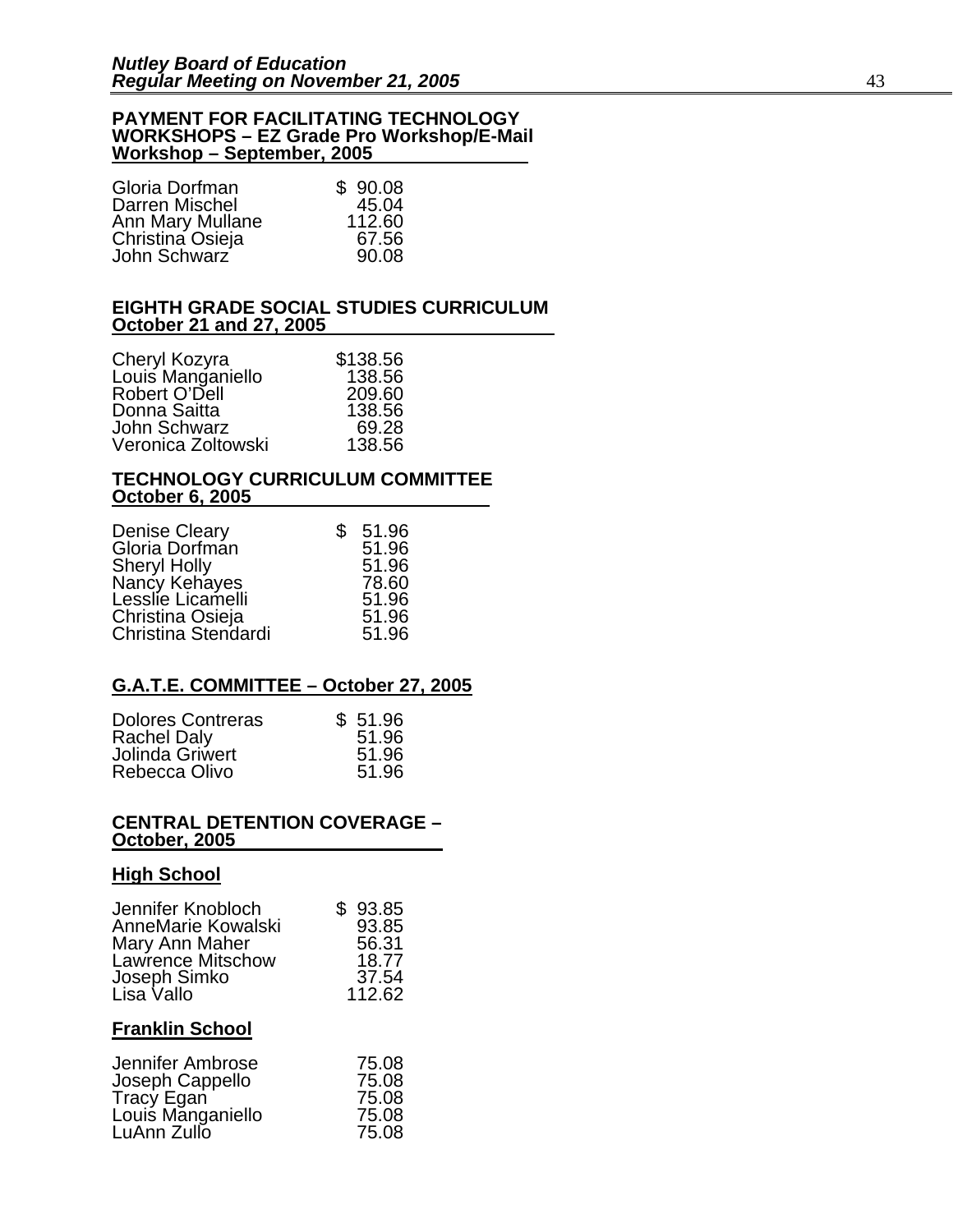**PAYMENT FOR FACILITATING TECHNOLOGY WORKSHOPS – EZ Grade Pro Workshop/E-Mail Workshop – September, 2005**

| | |
|---|---|
| Gloria Dorfman | $ 90.08 |
| Darren Mischel | 45.04 |
| Ann Mary Mullane | 112.60 |
| Christina Osieja | 67.56 |
| John Schwarz | 90.08 |

**EIGHTH GRADE SOCIAL STUDIES CURRICULUM October 21 and 27, 2005**

| | |
|---|---|
| Cheryl Kozyra | $138.56 |
| Louis Manganiello | 138.56 |
| Robert O'Dell | 209.60 |
| Donna Saitta | 138.56 |
| John Schwarz | 69.28 |
| Veronica Zoltowski | 138.56 |

**TECHNOLOGY CURRICULUM COMMITTEE October 6, 2005**

| | |
|---|---|
| Denise Cleary | $ 51.96 |
| Gloria Dorfman | 51.96 |
| Sheryl Holly | 51.96 |
| Nancy Kehayes | 78.60 |
| Lesslie Licamelli | 51.96 |
| Christina Osieja | 51.96 |
| Christina Stendardi | 51.96 |

**G.A.T.E. COMMITTEE – October 27, 2005**

| | |
|---|---|
| Dolores Contreras | $ 51.96 |
| Rachel Daly | 51.96 |
| Jolinda Griwert | 51.96 |
| Rebecca Olivo | 51.96 |

**CENTRAL DETENTION COVERAGE – October, 2005**

**High School**

| | |
|---|---|
| Jennifer Knobloch | $ 93.85 |
| AnneMarie Kowalski | 93.85 |
| Mary Ann Maher | 56.31 |
| Lawrence Mitschow | 18.77 |
| Joseph Simko | 37.54 |
| Lisa Vallo | 112.62 |

**Franklin School**

| | |
|---|---|
| Jennifer Ambrose | 75.08 |
| Joseph Cappello | 75.08 |
| Tracy Egan | 75.08 |
| Louis Manganiello | 75.08 |
| LuAnn Zullo | 75.08 |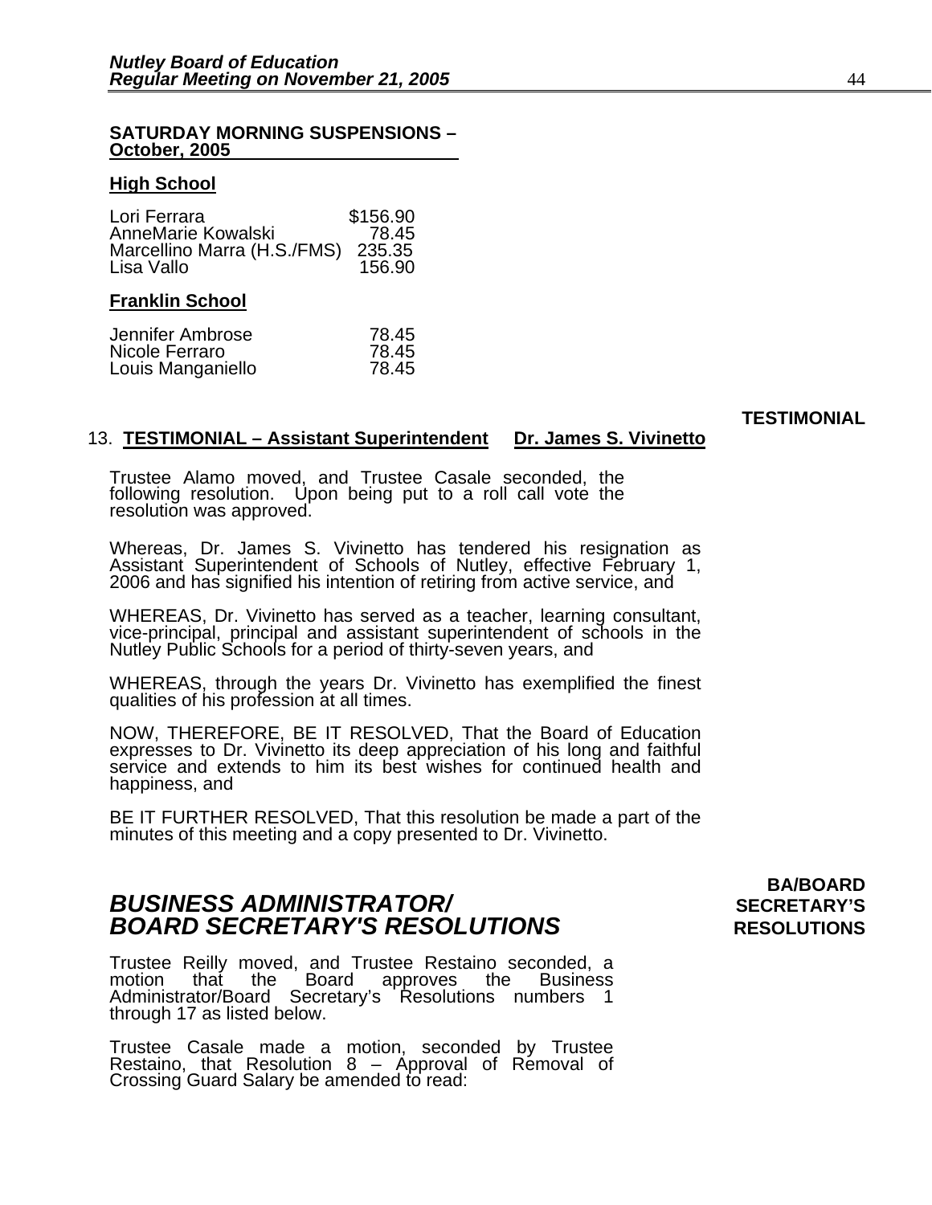**SATURDAY MORNING SUSPENSIONS – October, 2005**

**High School**

| | |
|---|---|
| Lori Ferrara | $156.90 |
| AnneMarie Kowalski | 78.45 |
| Marcellino Marra (H.S./FMS) | 235.35 |
| Lisa Vallo | 156.90 |

**Franklin School**

| | |
|---|---|
| Jennifer Ambrose | 78.45 |
| Nicole Ferraro | 78.45 |
| Louis Manganiello | 78.45 |

**TESTIMONIAL**

13. **TESTIMONIAL – Assistant Superintendent Dr. James S. Vivinetto**

Trustee Alamo moved, and Trustee Casale seconded, the following resolution. Upon being put to a roll call vote the resolution was approved.

Whereas, Dr. James S. Vivinetto has tendered his resignation as Assistant Superintendent of Schools of Nutley, effective February 1, 2006 and has signified his intention of retiring from active service, and

WHEREAS, Dr. Vivinetto has served as a teacher, learning consultant, vice-principal, principal and assistant superintendent of schools in the Nutley Public Schools for a period of thirty-seven years, and

WHEREAS, through the years Dr. Vivinetto has exemplified the finest qualities of his profession at all times.

NOW, THEREFORE, BE IT RESOLVED, That the Board of Education expresses to Dr. Vivinetto its deep appreciation of his long and faithful service and extends to him its best wishes for continued health and happiness, and

BE IT FURTHER RESOLVED, That this resolution be made a part of the minutes of this meeting and a copy presented to Dr. Vivinetto.

**BA/BOARD SECRETARY'S RESOLUTIONS**

## *BUSINESS ADMINISTRATOR/ BOARD SECRETARY'S RESOLUTIONS*

Trustee Reilly moved, and Trustee Restaino seconded, a motion that the Board approves the Business Administrator/Board Secretary's Resolutions numbers 1 through 17 as listed below.

Trustee Casale made a motion, seconded by Trustee Restaino, that Resolution 8 – Approval of Removal of Crossing Guard Salary be amended to read: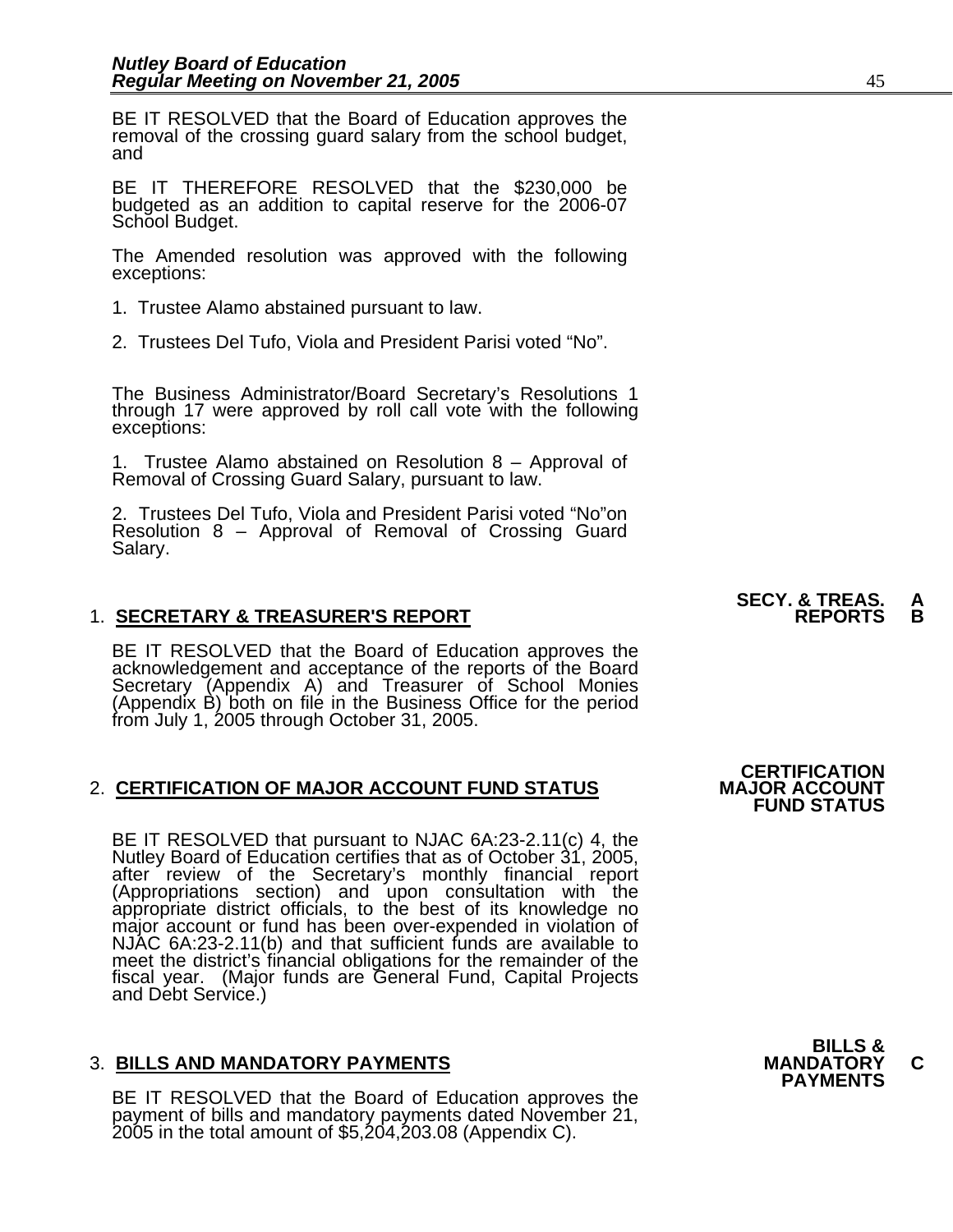BE IT RESOLVED that the Board of Education approves the removal of the crossing guard salary from the school budget, and

BE IT THEREFORE RESOLVED that the $230,000 be budgeted as an addition to capital reserve for the 2006-07 School Budget.

The Amended resolution was approved with the following exceptions:

1. Trustee Alamo abstained pursuant to law.

2. Trustees Del Tufo, Viola and President Parisi voted "No".

The Business Administrator/Board Secretary's Resolutions 1 through 17 were approved by roll call vote with the following exceptions:

1. Trustee Alamo abstained on Resolution 8 – Approval of Removal of Crossing Guard Salary, pursuant to law.

2. Trustees Del Tufo, Viola and President Parisi voted "No"on Resolution 8 – Approval of Removal of Crossing Guard Salary.

**SECY. & TREAS. REPORTS** **A B**

1. **SECRETARY & TREASURER'S REPORT**

BE IT RESOLVED that the Board of Education approves the acknowledgement and acceptance of the reports of the Board Secretary (Appendix A) and Treasurer of School Monies (Appendix B) both on file in the Business Office for the period from July 1, 2005 through October 31, 2005.

**CERTIFICATION MAJOR ACCOUNT FUND STATUS**

2. **CERTIFICATION OF MAJOR ACCOUNT FUND STATUS**

BE IT RESOLVED that pursuant to NJAC 6A:23-2.11(c) 4, the Nutley Board of Education certifies that as of October 31, 2005, after review of the Secretary's monthly financial report (Appropriations section) and upon consultation with the appropriate district officials, to the best of its knowledge no major account or fund has been over-expended in violation of NJAC 6A:23-2.11(b) and that sufficient funds are available to meet the district's financial obligations for the remainder of the fiscal year. (Major funds are General Fund, Capital Projects and Debt Service.)

**BILLS & MANDATORY PAYMENTS** **C**

3. **BILLS AND MANDATORY PAYMENTS**

BE IT RESOLVED that the Board of Education approves the payment of bills and mandatory payments dated November 21, 2005 in the total amount of $5,204,203.08 (Appendix C).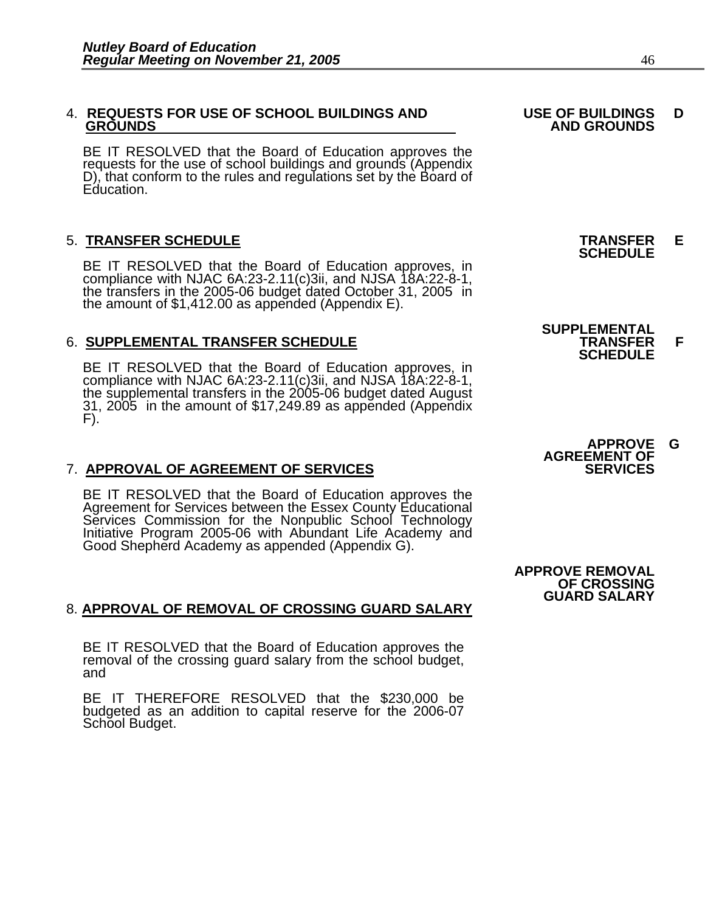### 4. REQUESTS FOR USE OF SCHOOL BUILDINGS AND GROUNDS

**USE OF BUILDINGS AND GROUNDS** **D**

BE IT RESOLVED that the Board of Education approves the requests for the use of school buildings and grounds (Appendix D), that conform to the rules and regulations set by the Board of Education.

### 5. TRANSFER SCHEDULE

**TRANSFER SCHEDULE** **E**

BE IT RESOLVED that the Board of Education approves, in compliance with NJAC 6A:23-2.11(c)3ii, and NJSA 18A:22-8-1, the transfers in the 2005-06 budget dated October 31, 2005 in the amount of $1,412.00 as appended (Appendix E).

### 6. SUPPLEMENTAL TRANSFER SCHEDULE

**SUPPLEMENTAL TRANSFER SCHEDULE** **F**

BE IT RESOLVED that the Board of Education approves, in compliance with NJAC 6A:23-2.11(c)3ii, and NJSA 18A:22-8-1, the supplemental transfers in the 2005-06 budget dated August 31, 2005 in the amount of $17,249.89 as appended (Appendix F).

### 7. APPROVAL OF AGREEMENT OF SERVICES

**APPROVE AGREEMENT OF SERVICES** **G**

BE IT RESOLVED that the Board of Education approves the Agreement for Services between the Essex County Educational Services Commission for the Nonpublic School Technology Initiative Program 2005-06 with Abundant Life Academy and Good Shepherd Academy as appended (Appendix G).

### 8. APPROVAL OF REMOVAL OF CROSSING GUARD SALARY

**APPROVE REMOVAL OF CROSSING GUARD SALARY**

BE IT RESOLVED that the Board of Education approves the removal of the crossing guard salary from the school budget, and

BE IT THEREFORE RESOLVED that the $230,000 be budgeted as an addition to capital reserve for the 2006-07 School Budget.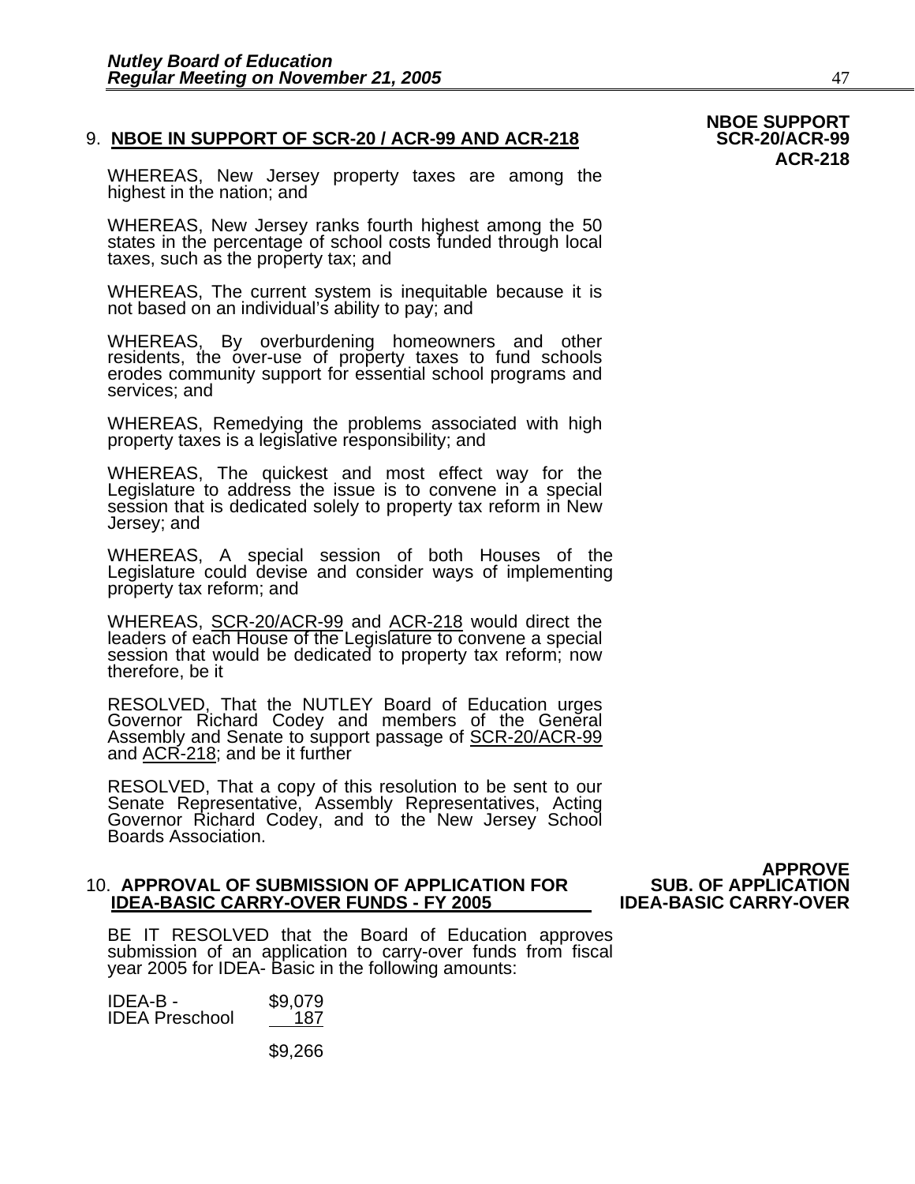**NBOE SUPPORT SCR-20/ACR-99 ACR-218**

9. **NBOE IN SUPPORT OF SCR-20 / ACR-99 AND ACR-218**

WHEREAS, New Jersey property taxes are among the highest in the nation; and

WHEREAS, New Jersey ranks fourth highest among the 50 states in the percentage of school costs funded through local taxes, such as the property tax; and

WHEREAS, The current system is inequitable because it is not based on an individual's ability to pay; and

WHEREAS, By overburdening homeowners and other residents, the over-use of property taxes to fund schools erodes community support for essential school programs and services; and

WHEREAS, Remedying the problems associated with high property taxes is a legislative responsibility; and

WHEREAS, The quickest and most effect way for the Legislature to address the issue is to convene in a special session that is dedicated solely to property tax reform in New Jersey; and

WHEREAS, A special session of both Houses of the Legislature could devise and consider ways of implementing property tax reform; and

WHEREAS, SCR-20/ACR-99 and ACR-218 would direct the leaders of each House of the Legislature to convene a special session that would be dedicated to property tax reform; now therefore, be it

RESOLVED, That the NUTLEY Board of Education urges Governor Richard Codey and members of the General Assembly and Senate to support passage of SCR-20/ACR-99 and ACR-218; and be it further

RESOLVED, That a copy of this resolution to be sent to our Senate Representative, Assembly Representatives, Acting Governor Richard Codey, and to the New Jersey School Boards Association.

**APPROVE SUB. OF APPLICATION IDEA-BASIC CARRY-OVER**

10. **APPROVAL OF SUBMISSION OF APPLICATION FOR IDEA-BASIC CARRY-OVER FUNDS - FY 2005**

BE IT RESOLVED that the Board of Education approves submission of an application to carry-over funds from fiscal year 2005 for IDEA- Basic in the following amounts:

| | |
|---|---|
| IDEA-B - | \$9,079 |
| IDEA Preschool | 187 |
| | \$9,266 |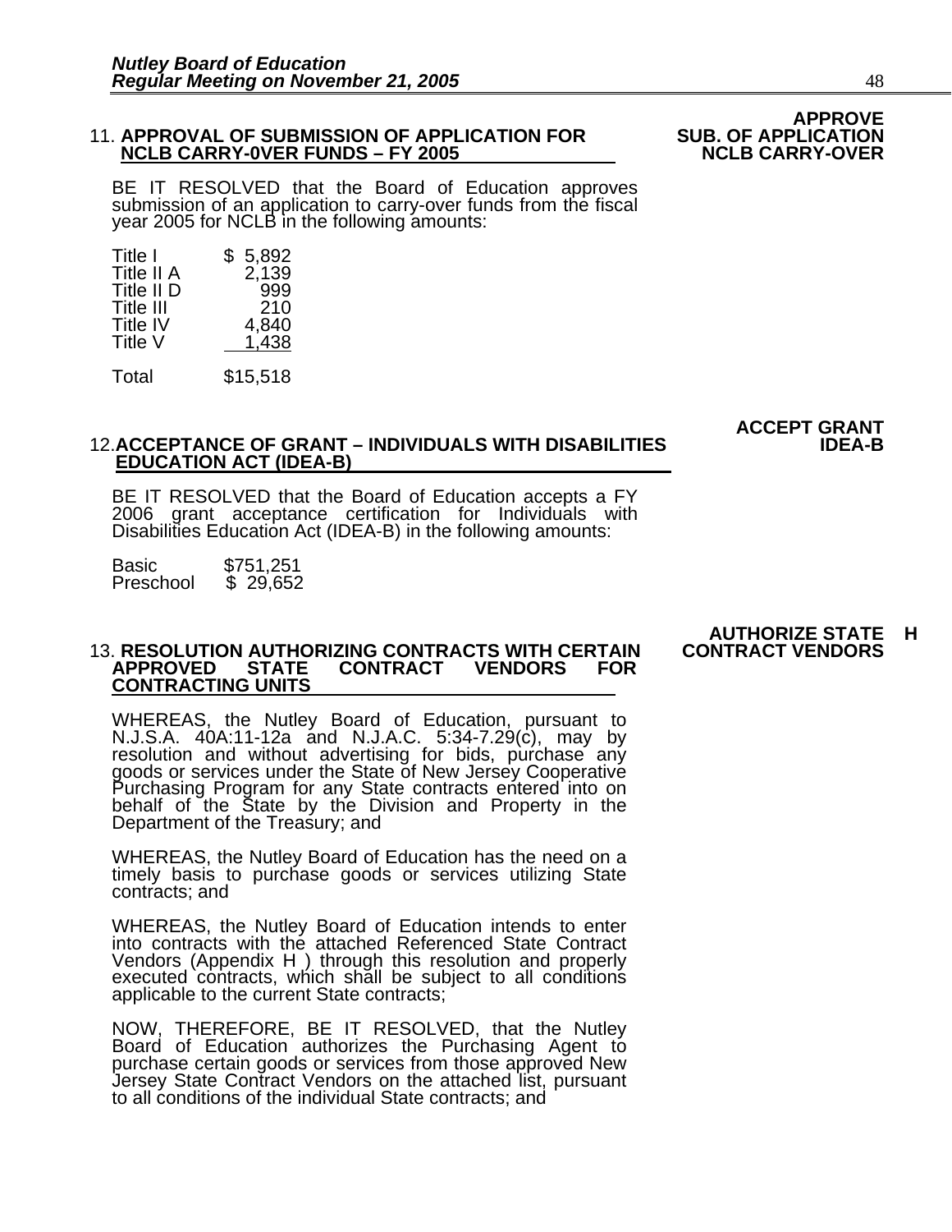**APPROVE SUB. OF APPLICATION NCLB CARRY-OVER**

11. **APPROVAL OF SUBMISSION OF APPLICATION FOR NCLB CARRY-0VER FUNDS – FY 2005**

BE IT RESOLVED that the Board of Education approves submission of an application to carry-over funds from the fiscal year 2005 for NCLB in the following amounts:

| | |
|---|---|
| Title I | $ 5,892 |
| Title II A | 2,139 |
| Title II D | 999 |
| Title III | 210 |
| Title IV | 4,840 |
| Title V | 1,438 |
| Total | $15,518 |

**ACCEPT GRANT IDEA-B**

12. **ACCEPTANCE OF GRANT – INDIVIDUALS WITH DISABILITIES EDUCATION ACT (IDEA-B)**

BE IT RESOLVED that the Board of Education accepts a FY 2006 grant acceptance certification for Individuals with Disabilities Education Act (IDEA-B) in the following amounts:

| | |
|---|---|
| Basic | $751,251 |
| Preschool | $ 29,652 |

**AUTHORIZE STATE H CONTRACT VENDORS**

13. **RESOLUTION AUTHORIZING CONTRACTS WITH CERTAIN APPROVED STATE CONTRACT VENDORS FOR CONTRACTING UNITS**

WHEREAS, the Nutley Board of Education, pursuant to N.J.S.A. 40A:11-12a and N.J.A.C. 5:34-7.29(c), may by resolution and without advertising for bids, purchase any goods or services under the State of New Jersey Cooperative Purchasing Program for any State contracts entered into on behalf of the State by the Division and Property in the Department of the Treasury; and

WHEREAS, the Nutley Board of Education has the need on a timely basis to purchase goods or services utilizing State contracts; and

WHEREAS, the Nutley Board of Education intends to enter into contracts with the attached Referenced State Contract Vendors (Appendix H ) through this resolution and properly executed contracts, which shall be subject to all conditions applicable to the current State contracts;

NOW, THEREFORE, BE IT RESOLVED, that the Nutley Board of Education authorizes the Purchasing Agent to purchase certain goods or services from those approved New Jersey State Contract Vendors on the attached list, pursuant to all conditions of the individual State contracts; and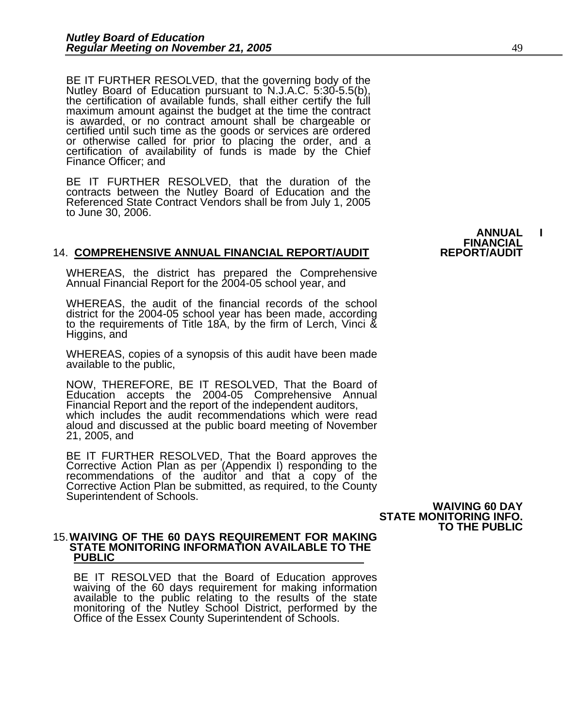BE IT FURTHER RESOLVED, that the governing body of the Nutley Board of Education pursuant to N.J.A.C. 5:30-5.5(b), the certification of available funds, shall either certify the full maximum amount against the budget at the time the contract is awarded, or no contract amount shall be chargeable or certified until such time as the goods or services are ordered or otherwise called for prior to placing the order, and a certification of availability of funds is made by the Chief Finance Officer; and

BE IT FURTHER RESOLVED, that the duration of the contracts between the Nutley Board of Education and the Referenced State Contract Vendors shall be from July 1, 2005 to June 30, 2006.

**ANNUAL FINANCIAL REPORT/AUDIT**

14. **COMPREHENSIVE ANNUAL FINANCIAL REPORT/AUDIT**

WHEREAS, the district has prepared the Comprehensive Annual Financial Report for the 2004-05 school year, and

WHEREAS, the audit of the financial records of the school district for the 2004-05 school year has been made, according to the requirements of Title 18A, by the firm of Lerch, Vinci & Higgins, and

WHEREAS, copies of a synopsis of this audit have been made available to the public,

NOW, THEREFORE, BE IT RESOLVED, That the Board of Education accepts the 2004-05 Comprehensive Annual Financial Report and the report of the independent auditors, which includes the audit recommendations which were read aloud and discussed at the public board meeting of November 21, 2005, and

BE IT FURTHER RESOLVED, That the Board approves the Corrective Action Plan as per (Appendix I) responding to the recommendations of the auditor and that a copy of the Corrective Action Plan be submitted, as required, to the County Superintendent of Schools.

**WAIVING 60 DAY STATE MONITORING INFO. TO THE PUBLIC**

15. **WAIVING OF THE 60 DAYS REQUIREMENT FOR MAKING STATE MONITORING INFORMATION AVAILABLE TO THE PUBLIC**

BE IT RESOLVED that the Board of Education approves waiving of the 60 days requirement for making information available to the public relating to the results of the state monitoring of the Nutley School District, performed by the Office of the Essex County Superintendent of Schools.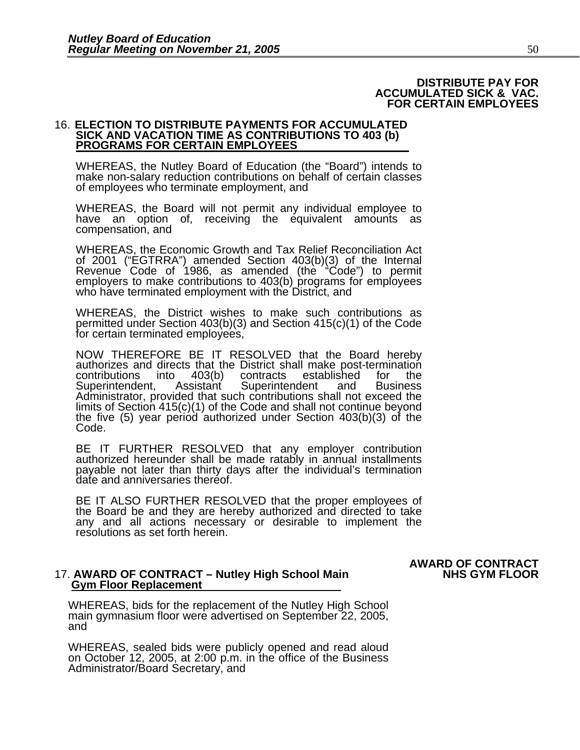**DISTRIBUTE PAY FOR ACCUMULATED SICK & VAC. FOR CERTAIN EMPLOYEES**

16. **ELECTION TO DISTRIBUTE PAYMENTS FOR ACCUMULATED SICK AND VACATION TIME AS CONTRIBUTIONS TO 403 (b) PROGRAMS FOR CERTAIN EMPLOYEES**

WHEREAS, the Nutley Board of Education (the "Board") intends to make non-salary reduction contributions on behalf of certain classes of employees who terminate employment, and

WHEREAS, the Board will not permit any individual employee to have an option of, receiving the equivalent amounts as compensation, and

WHEREAS, the Economic Growth and Tax Relief Reconciliation Act of 2001 ("EGTRRA") amended Section 403(b)(3) of the Internal Revenue Code of 1986, as amended (the "Code") to permit employers to make contributions to 403(b) programs for employees who have terminated employment with the District, and

WHEREAS, the District wishes to make such contributions as permitted under Section 403(b)(3) and Section 415(c)(1) of the Code for certain terminated employees,

NOW THEREFORE BE IT RESOLVED that the Board hereby authorizes and directs that the District shall make post-termination contributions into 403(b) contracts established for the Superintendent, Assistant Superintendent and Business Administrator, provided that such contributions shall not exceed the limits of Section 415(c)(1) of the Code and shall not continue beyond the five (5) year period authorized under Section 403(b)(3) of the Code.

BE IT FURTHER RESOLVED that any employer contribution authorized hereunder shall be made ratably in annual installments payable not later than thirty days after the individual's termination date and anniversaries thereof.

BE IT ALSO FURTHER RESOLVED that the proper employees of the Board be and they are hereby authorized and directed to take any and all actions necessary or desirable to implement the resolutions as set forth herein.

**AWARD OF CONTRACT NHS GYM FLOOR**

17. **AWARD OF CONTRACT – Nutley High School Main Gym Floor Replacement**

WHEREAS, bids for the replacement of the Nutley High School main gymnasium floor were advertised on September 22, 2005, and

WHEREAS, sealed bids were publicly opened and read aloud on October 12, 2005, at 2:00 p.m. in the office of the Business Administrator/Board Secretary, and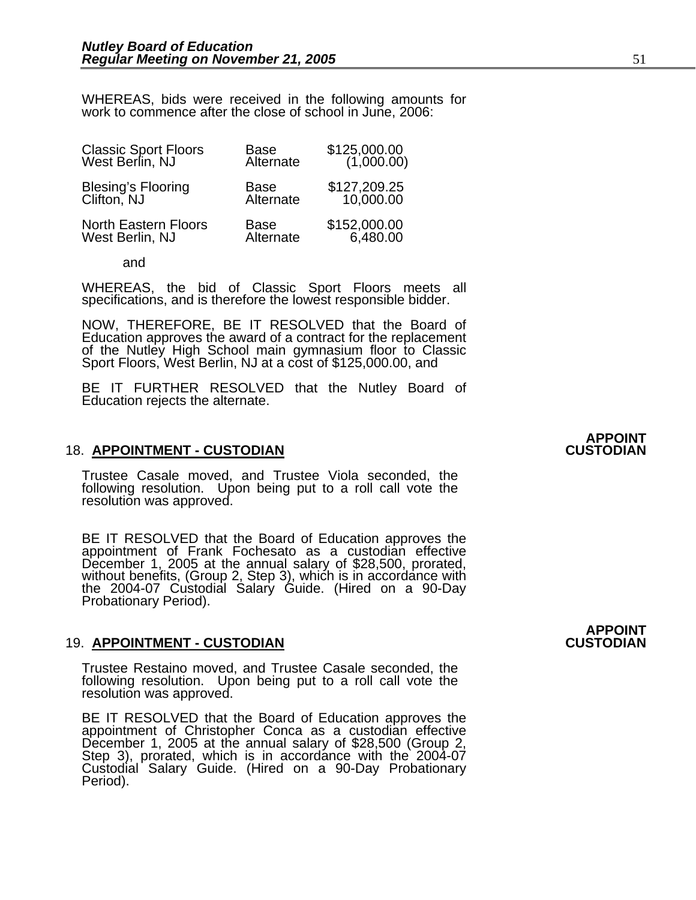WHEREAS, bids were received in the following amounts for work to commence after the close of school in June, 2006:

| | | |
|---|---|---|
| Classic Sport Floors<br>West Berlin, NJ | Base<br>Alternate | $125,000.00<br>(1,000.00) |
| Blesing's Flooring<br>Clifton, NJ | Base<br>Alternate | $127,209.25<br>10,000.00 |
| North Eastern Floors<br>West Berlin, NJ | Base<br>Alternate | $152,000.00<br>6,480.00 |

and

WHEREAS, the bid of Classic Sport Floors meets all specifications, and is therefore the lowest responsible bidder.

NOW, THEREFORE, BE IT RESOLVED that the Board of Education approves the award of a contract for the replacement of the Nutley High School main gymnasium floor to Classic Sport Floors, West Berlin, NJ at a cost of $125,000.00, and

BE IT FURTHER RESOLVED that the Nutley Board of Education rejects the alternate.

## 18. APPOINTMENT - CUSTODIAN

**APPOINT CUSTODIAN**

Trustee Casale moved, and Trustee Viola seconded, the following resolution. Upon being put to a roll call vote the resolution was approved.

BE IT RESOLVED that the Board of Education approves the appointment of Frank Fochesato as a custodian effective December 1, 2005 at the annual salary of $28,500, prorated, without benefits, (Group 2, Step 3), which is in accordance with the 2004-07 Custodial Salary Guide. (Hired on a 90-Day Probationary Period).

## 19. APPOINTMENT - CUSTODIAN

**APPOINT CUSTODIAN**

Trustee Restaino moved, and Trustee Casale seconded, the following resolution. Upon being put to a roll call vote the resolution was approved.

BE IT RESOLVED that the Board of Education approves the appointment of Christopher Conca as a custodian effective December 1, 2005 at the annual salary of $28,500 (Group 2, Step 3), prorated, which is in accordance with the 2004-07 Custodial Salary Guide. (Hired on a 90-Day Probationary Period).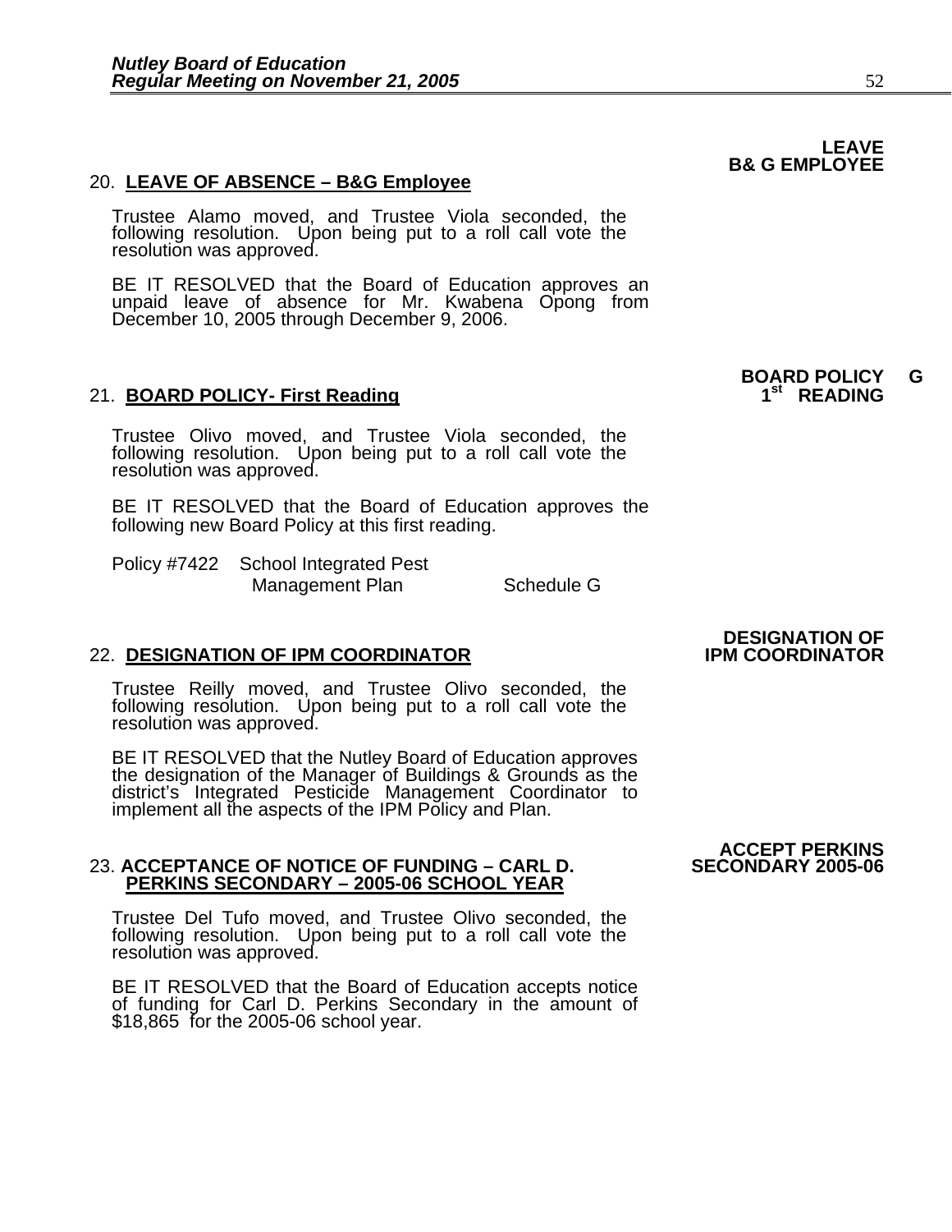**LEAVE B& G EMPLOYEE**

20. **LEAVE OF ABSENCE – B&G Employee**

Trustee Alamo moved, and Trustee Viola seconded, the following resolution. Upon being put to a roll call vote the resolution was approved.

BE IT RESOLVED that the Board of Education approves an unpaid leave of absence for Mr. Kwabena Opong from December 10, 2005 through December 9, 2006.

**BOARD POLICY G 1st READING**

21. **BOARD POLICY- First Reading**

Trustee Olivo moved, and Trustee Viola seconded, the following resolution. Upon being put to a roll call vote the resolution was approved.

BE IT RESOLVED that the Board of Education approves the following new Board Policy at this first reading.

Policy #7422 School Integrated Pest Management Plan Schedule G

**DESIGNATION OF IPM COORDINATOR**

22. **DESIGNATION OF IPM COORDINATOR**

Trustee Reilly moved, and Trustee Olivo seconded, the following resolution. Upon being put to a roll call vote the resolution was approved.

BE IT RESOLVED that the Nutley Board of Education approves the designation of the Manager of Buildings & Grounds as the district's Integrated Pesticide Management Coordinator to implement all the aspects of the IPM Policy and Plan.

**ACCEPT PERKINS SECONDARY 2005-06**

23. **ACCEPTANCE OF NOTICE OF FUNDING – CARL D. PERKINS SECONDARY – 2005-06 SCHOOL YEAR**

Trustee Del Tufo moved, and Trustee Olivo seconded, the following resolution. Upon being put to a roll call vote the resolution was approved.

BE IT RESOLVED that the Board of Education accepts notice of funding for Carl D. Perkins Secondary in the amount of $18,865 for the 2005-06 school year.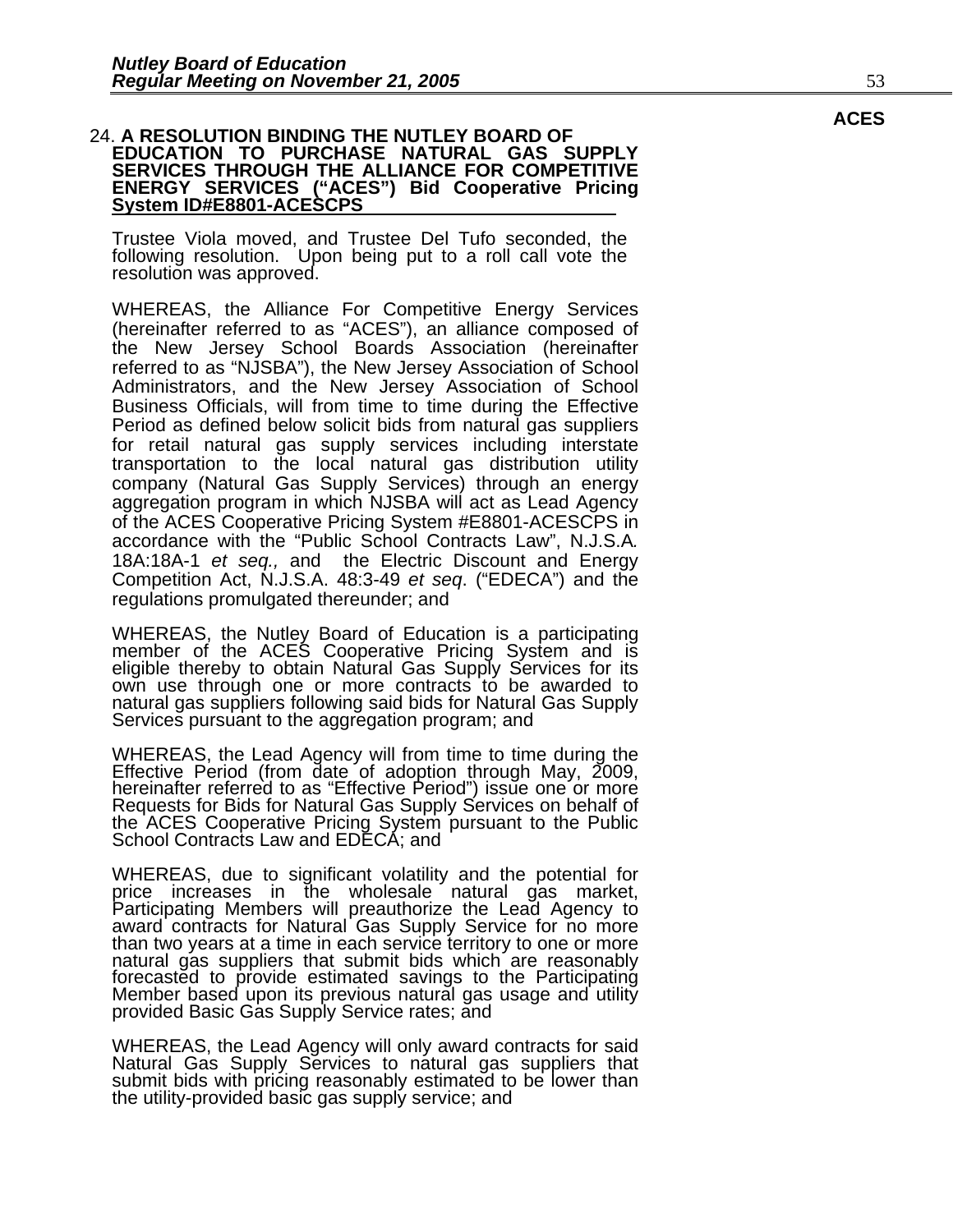**ACES**

24. **A RESOLUTION BINDING THE NUTLEY BOARD OF EDUCATION TO PURCHASE NATURAL GAS SUPPLY SERVICES THROUGH THE ALLIANCE FOR COMPETITIVE ENERGY SERVICES ("ACES") Bid Cooperative Pricing System ID#E8801-ACESCPS**

Trustee Viola moved, and Trustee Del Tufo seconded, the following resolution. Upon being put to a roll call vote the resolution was approved.

WHEREAS, the Alliance For Competitive Energy Services (hereinafter referred to as "ACES"), an alliance composed of the New Jersey School Boards Association (hereinafter referred to as "NJSBA"), the New Jersey Association of School Administrators, and the New Jersey Association of School Business Officials, will from time to time during the Effective Period as defined below solicit bids from natural gas suppliers for retail natural gas supply services including interstate transportation to the local natural gas distribution utility company (Natural Gas Supply Services) through an energy aggregation program in which NJSBA will act as Lead Agency of the ACES Cooperative Pricing System #E8801-ACESCPS in accordance with the "Public School Contracts Law", N.J.S.A. 18A:18A-1 *et seq.,* and the Electric Discount and Energy Competition Act, N.J.S.A. 48:3-49 *et seq*. ("EDECA") and the regulations promulgated thereunder; and

WHEREAS, the Nutley Board of Education is a participating member of the ACES Cooperative Pricing System and is eligible thereby to obtain Natural Gas Supply Services for its own use through one or more contracts to be awarded to natural gas suppliers following said bids for Natural Gas Supply Services pursuant to the aggregation program; and

WHEREAS, the Lead Agency will from time to time during the Effective Period (from date of adoption through May, 2009, hereinafter referred to as "Effective Period") issue one or more Requests for Bids for Natural Gas Supply Services on behalf of the ACES Cooperative Pricing System pursuant to the Public School Contracts Law and EDECA; and

WHEREAS, due to significant volatility and the potential for price increases in the wholesale natural gas market, Participating Members will preauthorize the Lead Agency to award contracts for Natural Gas Supply Service for no more than two years at a time in each service territory to one or more natural gas suppliers that submit bids which are reasonably forecasted to provide estimated savings to the Participating Member based upon its previous natural gas usage and utility provided Basic Gas Supply Service rates; and

WHEREAS, the Lead Agency will only award contracts for said Natural Gas Supply Services to natural gas suppliers that submit bids with pricing reasonably estimated to be lower than the utility-provided basic gas supply service; and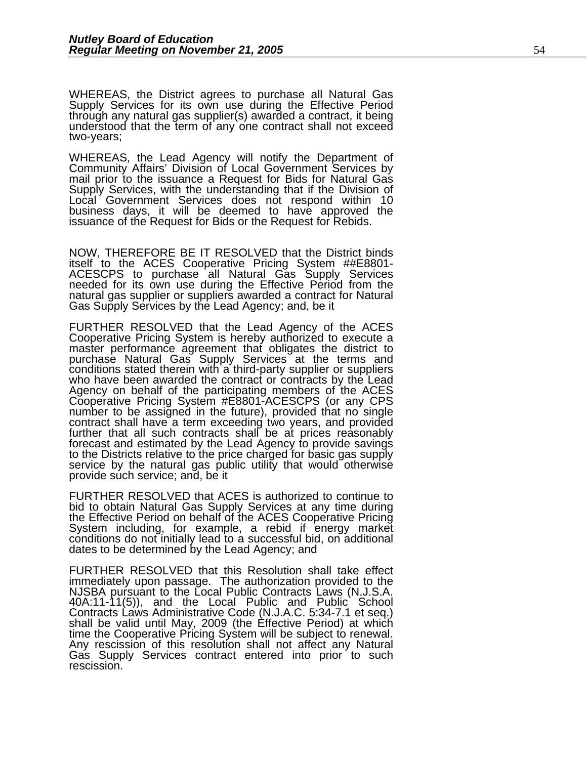WHEREAS, the District agrees to purchase all Natural Gas Supply Services for its own use during the Effective Period through any natural gas supplier(s) awarded a contract, it being understood that the term of any one contract shall not exceed two-years;

WHEREAS, the Lead Agency will notify the Department of Community Affairs' Division of Local Government Services by mail prior to the issuance a Request for Bids for Natural Gas Supply Services, with the understanding that if the Division of Local Government Services does not respond within 10 business days, it will be deemed to have approved the issuance of the Request for Bids or the Request for Rebids.

NOW, THEREFORE BE IT RESOLVED that the District binds itself to the ACES Cooperative Pricing System ##E8801-ACESCPS to purchase all Natural Gas Supply Services needed for its own use during the Effective Period from the natural gas supplier or suppliers awarded a contract for Natural Gas Supply Services by the Lead Agency; and, be it

FURTHER RESOLVED that the Lead Agency of the ACES Cooperative Pricing System is hereby authorized to execute a master performance agreement that obligates the district to purchase Natural Gas Supply Services at the terms and conditions stated therein with a third-party supplier or suppliers who have been awarded the contract or contracts by the Lead Agency on behalf of the participating members of the ACES Cooperative Pricing System #E8801-ACESCPS (or any CPS number to be assigned in the future), provided that no single contract shall have a term exceeding two years, and provided further that all such contracts shall be at prices reasonably forecast and estimated by the Lead Agency to provide savings to the Districts relative to the price charged for basic gas supply service by the natural gas public utility that would otherwise provide such service; and, be it

FURTHER RESOLVED that ACES is authorized to continue to bid to obtain Natural Gas Supply Services at any time during the Effective Period on behalf of the ACES Cooperative Pricing System including, for example, a rebid if energy market conditions do not initially lead to a successful bid, on additional dates to be determined by the Lead Agency; and

FURTHER RESOLVED that this Resolution shall take effect immediately upon passage. The authorization provided to the NJSBA pursuant to the Local Public Contracts Laws (N.J.S.A. 40A:11-11(5)), and the Local Public and Public School Contracts Laws Administrative Code (N.J.A.C. 5:34-7.1 et seq.) shall be valid until May, 2009 (the Effective Period) at which time the Cooperative Pricing System will be subject to renewal. Any rescission of this resolution shall not affect any Natural Gas Supply Services contract entered into prior to such rescission.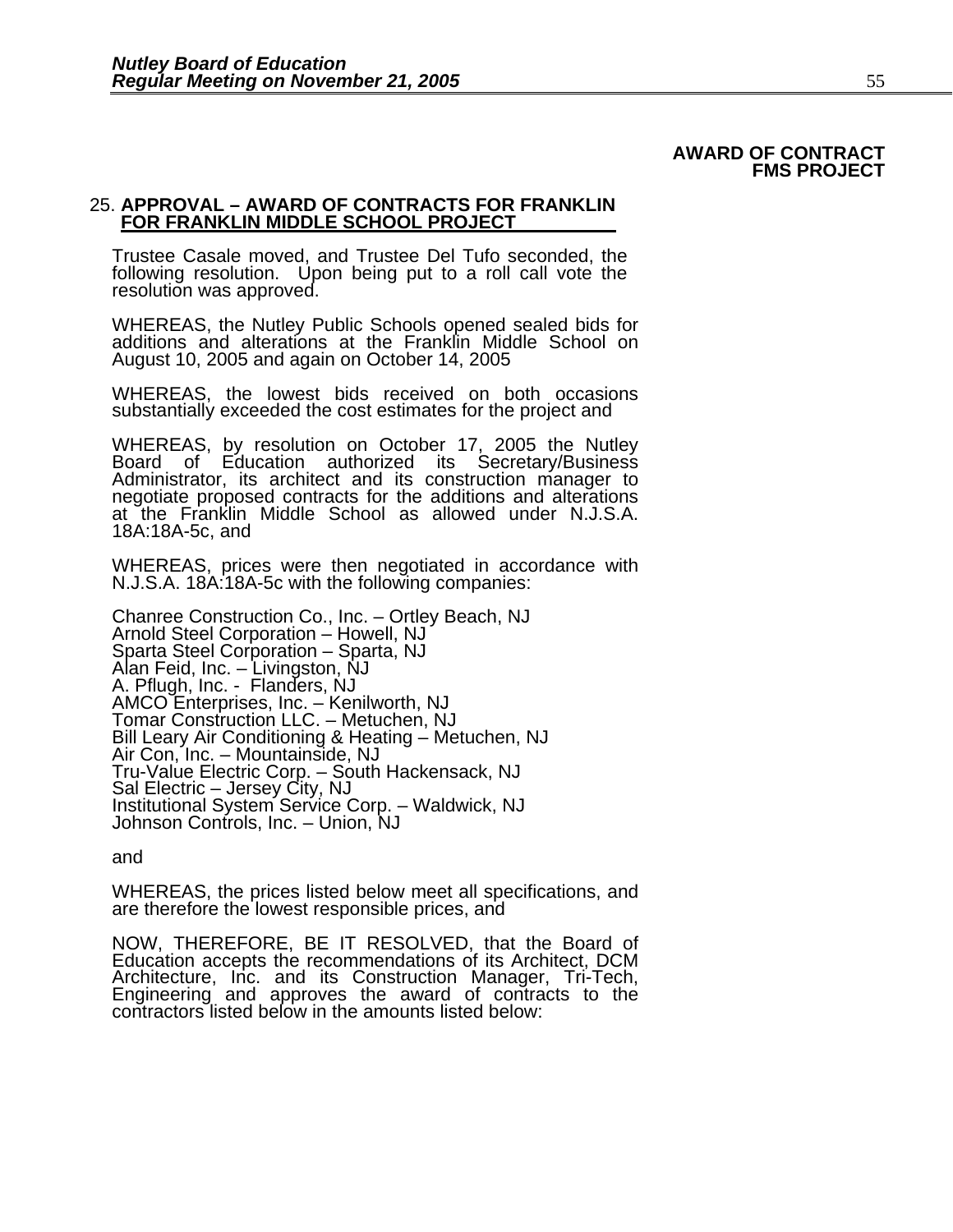**AWARD OF CONTRACT**
**FMS PROJECT**

25. **APPROVAL – AWARD OF CONTRACTS FOR FRANKLIN FOR FRANKLIN MIDDLE SCHOOL PROJECT**

Trustee Casale moved, and Trustee Del Tufo seconded, the following resolution. Upon being put to a roll call vote the resolution was approved.

WHEREAS, the Nutley Public Schools opened sealed bids for additions and alterations at the Franklin Middle School on August 10, 2005 and again on October 14, 2005

WHEREAS, the lowest bids received on both occasions substantially exceeded the cost estimates for the project and

WHEREAS, by resolution on October 17, 2005 the Nutley Board of Education authorized its Secretary/Business Administrator, its architect and its construction manager to negotiate proposed contracts for the additions and alterations at the Franklin Middle School as allowed under N.J.S.A. 18A:18A-5c, and

WHEREAS, prices were then negotiated in accordance with N.J.S.A. 18A:18A-5c with the following companies:

Chanree Construction Co., Inc. – Ortley Beach, NJ
Arnold Steel Corporation – Howell, NJ
Sparta Steel Corporation – Sparta, NJ
Alan Feid, Inc. – Livingston, NJ
A. Pflugh, Inc. - Flanders, NJ
AMCO Enterprises, Inc. – Kenilworth, NJ
Tomar Construction LLC. – Metuchen, NJ
Bill Leary Air Conditioning & Heating – Metuchen, NJ
Air Con, Inc. – Mountainside, NJ
Tru-Value Electric Corp. – South Hackensack, NJ
Sal Electric – Jersey City, NJ
Institutional System Service Corp. – Waldwick, NJ
Johnson Controls, Inc. – Union, NJ

and

WHEREAS, the prices listed below meet all specifications, and are therefore the lowest responsible prices, and

NOW, THEREFORE, BE IT RESOLVED, that the Board of Education accepts the recommendations of its Architect, DCM Architecture, Inc. and its Construction Manager, Tri-Tech, Engineering and approves the award of contracts to the contractors listed below in the amounts listed below: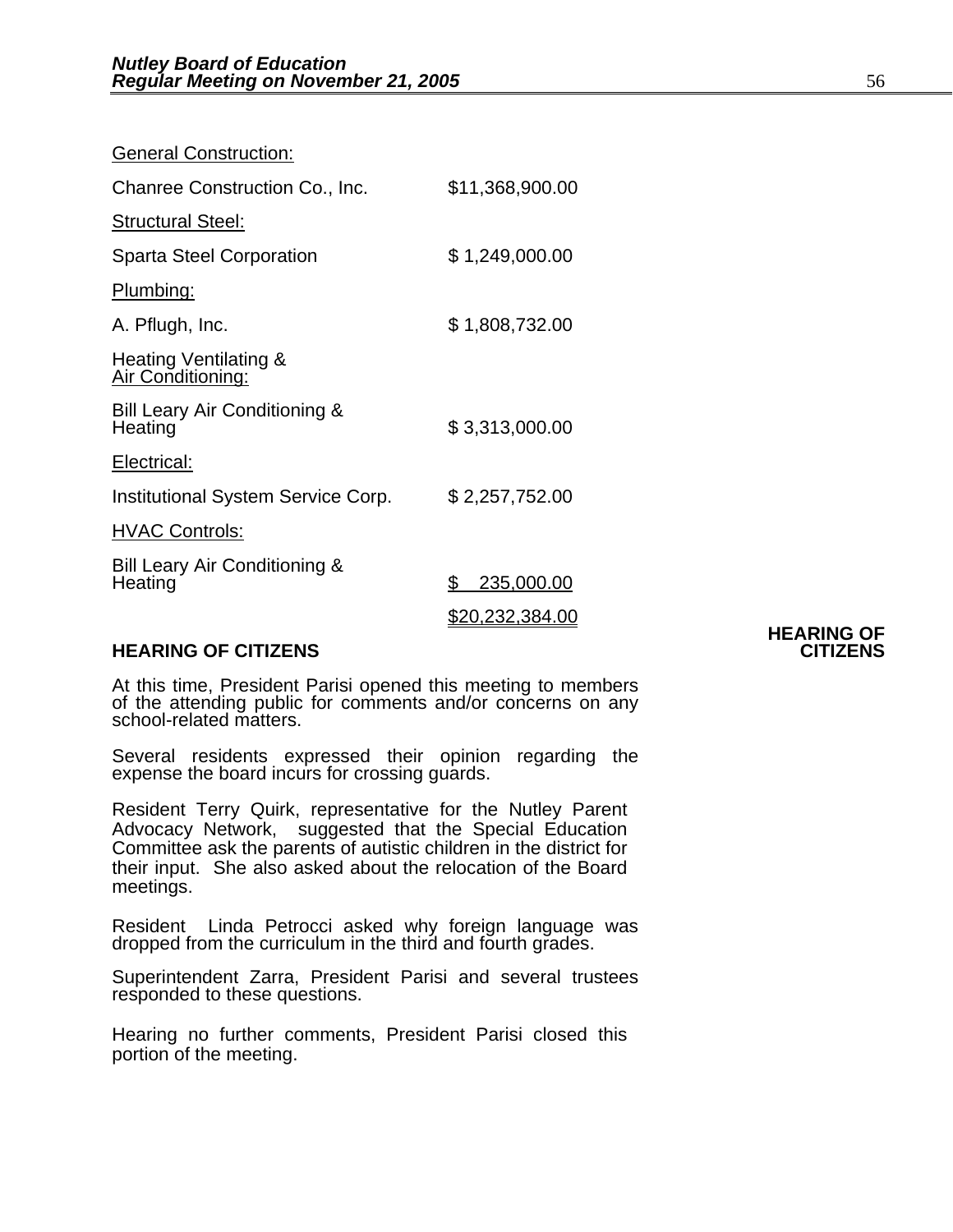| | |
|---|---|
| General Construction: | |
| Chanree Construction Co., Inc. | $11,368,900.00 |
| Structural Steel: | |
| Sparta Steel Corporation | $ 1,249,000.00 |
| Plumbing: | |
| A. Pflugh, Inc. | $ 1,808,732.00 |
| Heating Ventilating & Air Conditioning: | |
| Bill Leary Air Conditioning & Heating | $ 3,313,000.00 |
| Electrical: | |
| Institutional System Service Corp. | $ 2,257,752.00 |
| HVAC Controls: | |
| Bill Leary Air Conditioning & Heating | $ 235,000.00 |
| | $20,232,384.00 |

**HEARING OF CITIZENS**

**HEARING OF CITIZENS**

At this time, President Parisi opened this meeting to members of the attending public for comments and/or concerns on any school-related matters.

Several residents expressed their opinion regarding the expense the board incurs for crossing guards.

Resident Terry Quirk, representative for the Nutley Parent Advocacy Network, suggested that the Special Education Committee ask the parents of autistic children in the district for their input. She also asked about the relocation of the Board meetings.

Resident Linda Petrocci asked why foreign language was dropped from the curriculum in the third and fourth grades.

Superintendent Zarra, President Parisi and several trustees responded to these questions.

Hearing no further comments, President Parisi closed this portion of the meeting.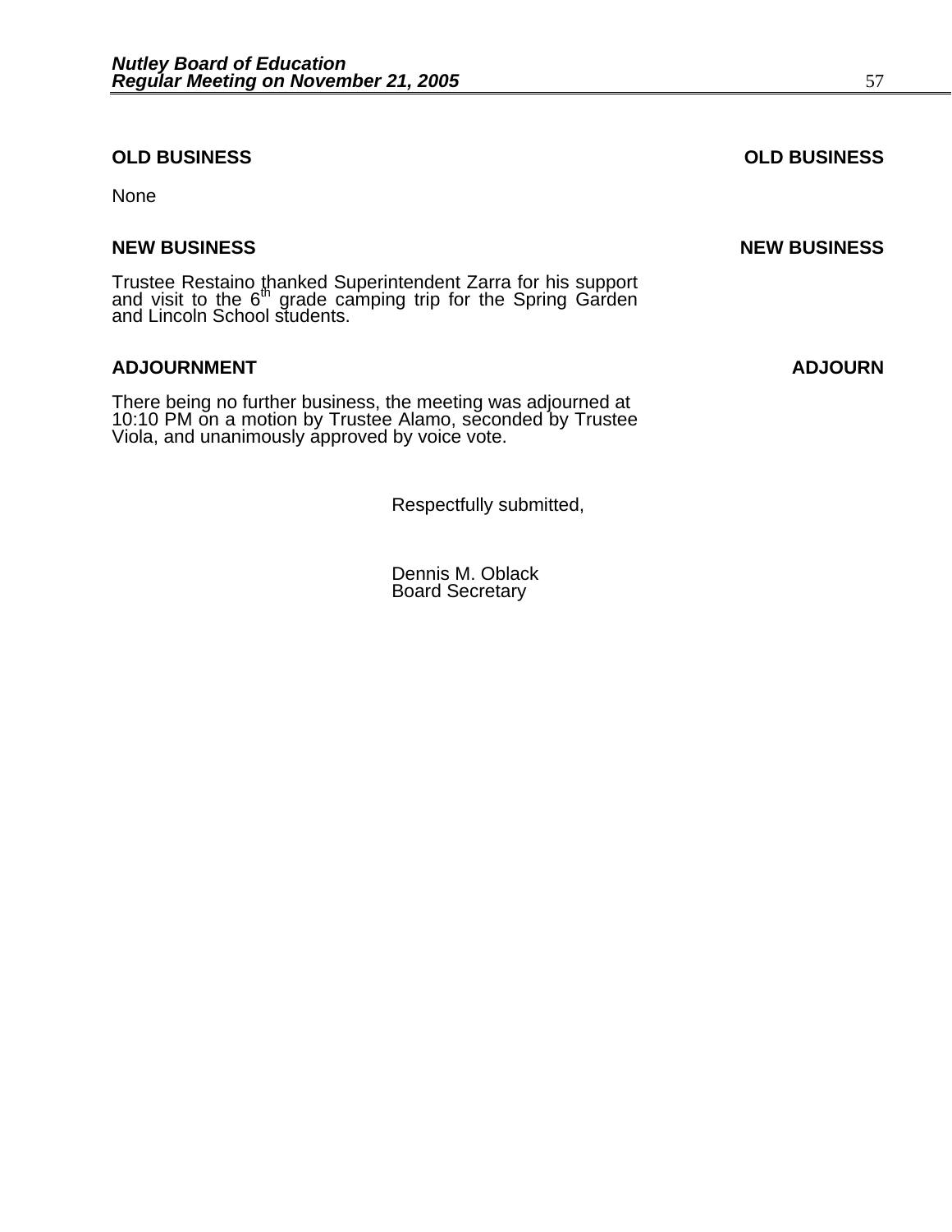**OLD BUSINESS** **OLD BUSINESS**

None

**NEW BUSINESS** **NEW BUSINESS**

Trustee Restaino thanked Superintendent Zarra for his support and visit to the 6th grade camping trip for the Spring Garden and Lincoln School students.

**ADJOURNMENT** **ADJOURN**

There being no further business, the meeting was adjourned at 10:10 PM on a motion by Trustee Alamo, seconded by Trustee Viola, and unanimously approved by voice vote.

Respectfully submitted,

Dennis M. Oblack
Board Secretary